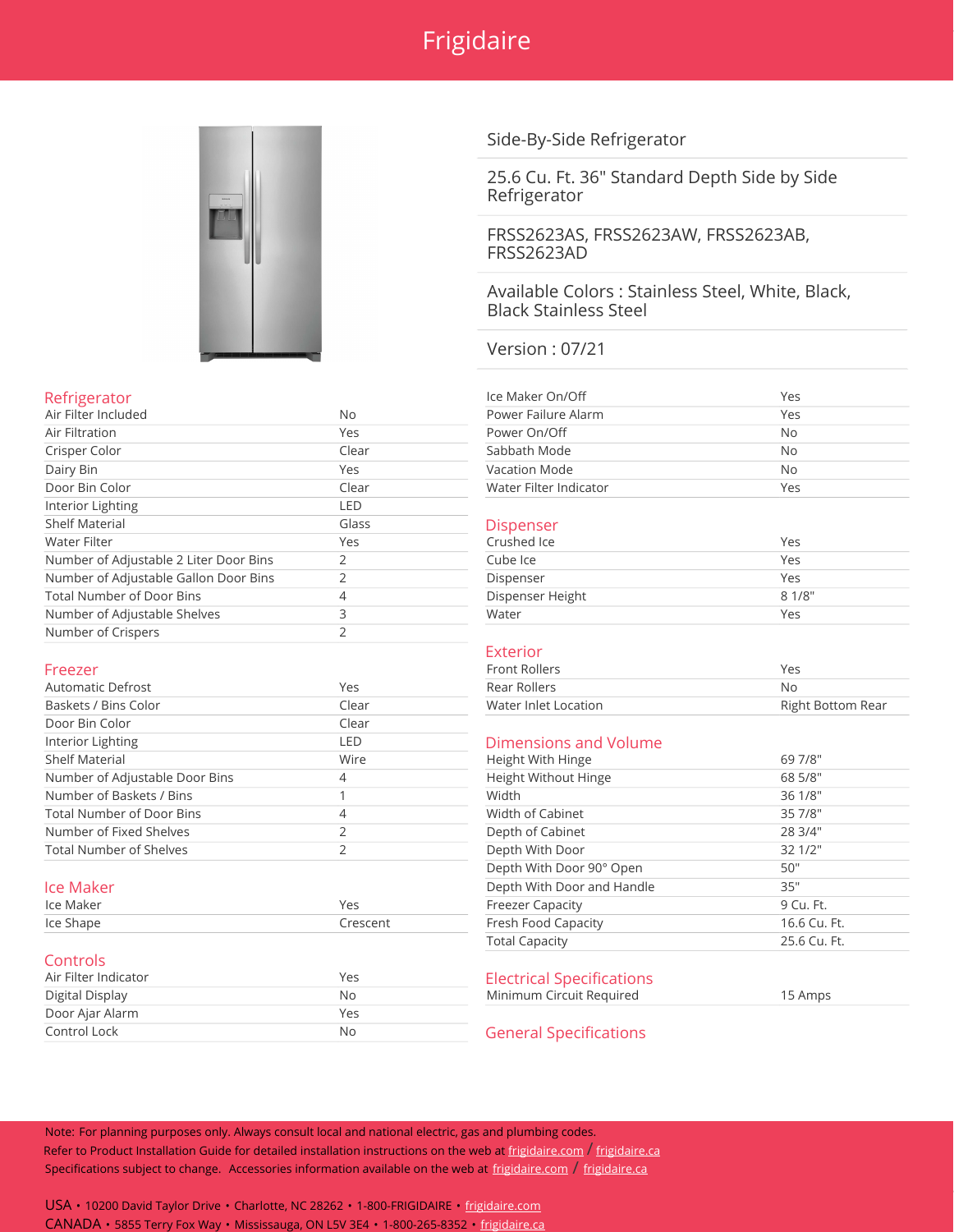# Frigidaire

## Side-By-Side Refrigerator

25.6 Cu. Ft. 36" Standard Depth Side by Side Refrigerator

FRSS2623AS, FRSS2623AW, FRSS2623AB, FRSS2623AD

Available Colors : Stainless Steel, White, Black, Black Stainless Steel

Version : 07/21

### Refrigerator

| | |
|---|---|
| Air Filter Included | No |
| Air Filtration | Yes |
| Crisper Color | Clear |
| Dairy Bin | Yes |
| Door Bin Color | Clear |
| Interior Lighting | LED |
| Shelf Material | Glass |
| Water Filter | Yes |
| Number of Adjustable 2 Liter Door Bins | 2 |
| Number of Adjustable Gallon Door Bins | 2 |
| Total Number of Door Bins | 4 |
| Number of Adjustable Shelves | 3 |
| Number of Crispers | 2 |

### Freezer

| | |
|---|---|
| Automatic Defrost | Yes |
| Baskets / Bins Color | Clear |
| Door Bin Color | Clear |
| Interior Lighting | LED |
| Shelf Material | Wire |
| Number of Adjustable Door Bins | 4 |
| Number of Baskets / Bins | 1 |
| Total Number of Door Bins | 4 |
| Number of Fixed Shelves | 2 |
| Total Number of Shelves | 2 |

### Ice Maker

| | |
|---|---|
| Ice Maker | Yes |
| Ice Shape | Crescent |

### Controls

| | |
|---|---|
| Air Filter Indicator | Yes |
| Digital Display | No |
| Door Ajar Alarm | Yes |
| Control Lock | No |
| Ice Maker On/Off | Yes |
| Power Failure Alarm | Yes |
| Power On/Off | No |
| Sabbath Mode | No |
| Vacation Mode | No |
| Water Filter Indicator | Yes |

### Dispenser

| | |
|---|---|
| Crushed Ice | Yes |
| Cube Ice | Yes |
| Dispenser | Yes |
| Dispenser Height | 8 1/8" |
| Water | Yes |

### Exterior

| | |
|---|---|
| Front Rollers | Yes |
| Rear Rollers | No |
| Water Inlet Location | Right Bottom Rear |

### Dimensions and Volume

| | |
|---|---|
| Height With Hinge | 69 7/8" |
| Height Without Hinge | 68 5/8" |
| Width | 36 1/8" |
| Width of Cabinet | 35 7/8" |
| Depth of Cabinet | 28 3/4" |
| Depth With Door | 32 1/2" |
| Depth With Door 90° Open | 50" |
| Depth With Door and Handle | 35" |
| Freezer Capacity | 9 Cu. Ft. |
| Fresh Food Capacity | 16.6 Cu. Ft. |
| Total Capacity | 25.6 Cu. Ft. |

### Electrical Specifications

| | |
|---|---|
| Minimum Circuit Required | 15 Amps |

### General Specifications

Note: For planning purposes only. Always consult local and national electric, gas and plumbing codes.
Refer to Product Installation Guide for detailed installation instructions on the web at frigidaire.com / frigidaire.ca
Specifications subject to change. Accessories information available on the web at frigidaire.com / frigidaire.ca

USA • 10200 David Taylor Drive • Charlotte, NC 28262 • 1-800-FRIGIDAIRE • frigidaire.com
CANADA • 5855 Terry Fox Way • Mississauga, ON L5V 3E4 • 1-800-265-8352 • frigidaire.ca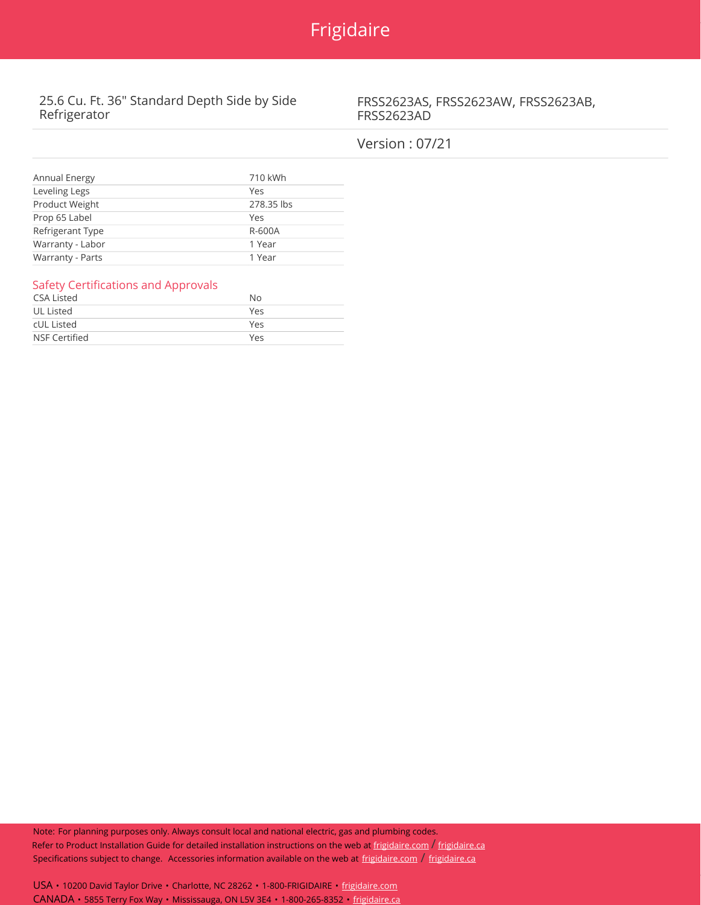25.6 Cu. Ft. 36" Standard Depth Side by Side Refrigerator

FRSS2623AS, FRSS2623AW, FRSS2623AB, FRSS2623AD

Version : 07/21

| | |
|---|---|
| Annual Energy | 710 kWh |
| Leveling Legs | Yes |
| Product Weight | 278.35 lbs |
| Prop 65 Label | Yes |
| Refrigerant Type | R-600A |
| Warranty - Labor | 1 Year |
| Warranty - Parts | 1 Year |

## Safety Certifications and Approvals

| | |
|---|---|
| CSA Listed | No |
| UL Listed | Yes |
| cUL Listed | Yes |
| NSF Certified | Yes |

Note: For planning purposes only. Always consult local and national electric, gas and plumbing codes.
Refer to Product Installation Guide for detailed installation instructions on the web at frigidaire.com / frigidaire.ca
Specifications subject to change. Accessories information available on the web at frigidaire.com / frigidaire.ca

USA • 10200 David Taylor Drive • Charlotte, NC 28262 • 1-800-FRIGIDAIRE • frigidaire.com
CANADA • 5855 Terry Fox Way • Mississauga, ON L5V 3E4 • 1-800-265-8352 • frigidaire.ca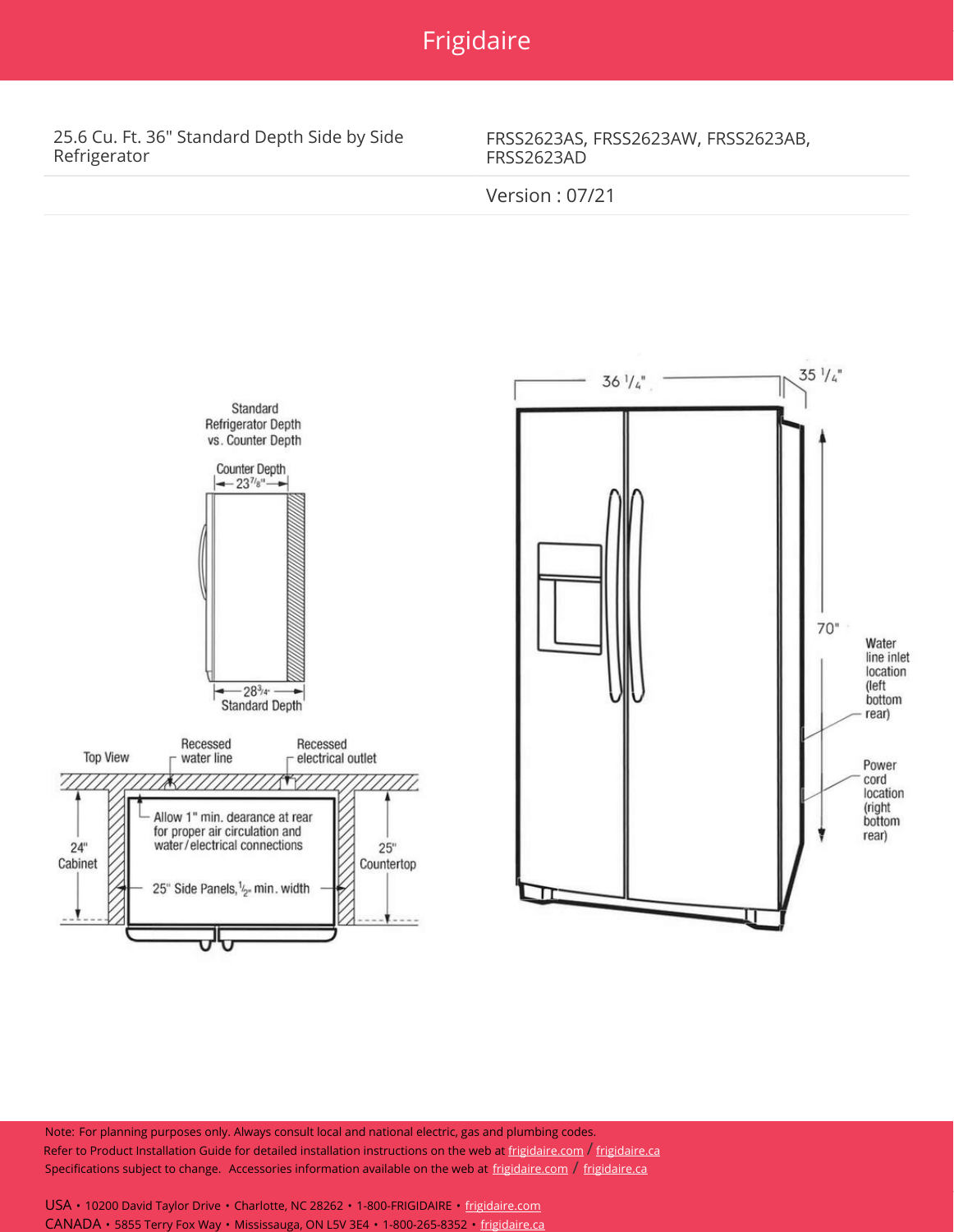Frigidaire

25.6 Cu. Ft. 36" Standard Depth Side by Side Refrigerator

FRSS2623AS, FRSS2623AW, FRSS2623AB, FRSS2623AD

Version : 07/21

Standard Refrigerator Depth vs. Counter Depth

Counter Depth
23 7/8"

28 3/4"
Standard Depth

Top View

Recessed water line

Recessed electrical outlet

Allow 1" min. clearance at rear for proper air circulation and water/electrical connections

24" Cabinet

25" Countertop

25" Side Panels, 1/2" min. width

36 1/4"

35 1/4"

70"

Water line inlet location (left bottom rear)

Power cord location (right bottom rear)

Note: For planning purposes only. Always consult local and national electric, gas and plumbing codes.
Refer to Product Installation Guide for detailed installation instructions on the web at frigidaire.com / frigidaire.ca
Specifications subject to change. Accessories information available on the web at frigidaire.com / frigidaire.ca

USA • 10200 David Taylor Drive • Charlotte, NC 28262 • 1-800-FRIGIDAIRE • frigidaire.com
CANADA • 5855 Terry Fox Way • Mississauga, ON L5V 3E4 • 1-800-265-8352 • frigidaire.ca